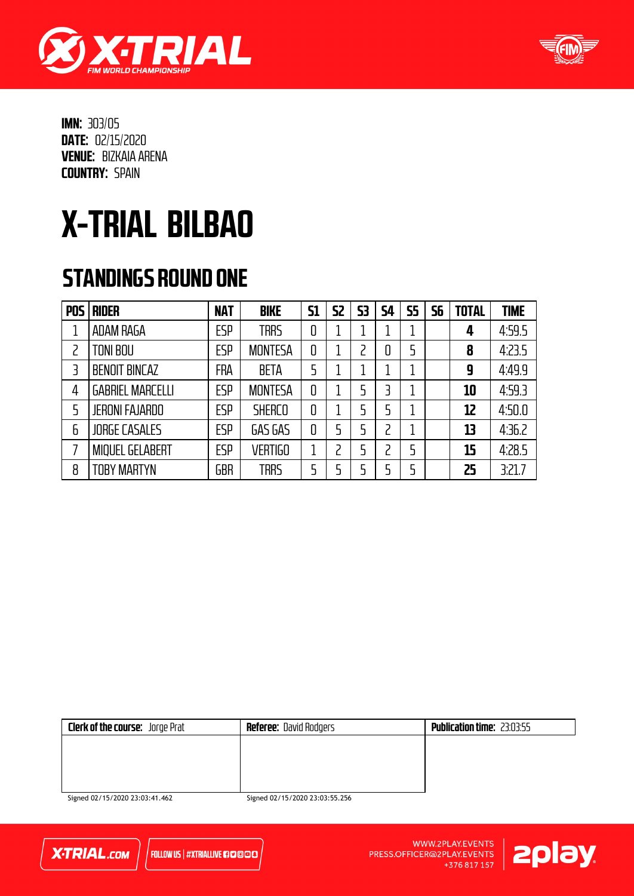**IMN:** 303/05
**DATE:** 02/15/2020
**VENUE:** BIZKAIA ARENA
**COUNTRY:** SPAIN

# X-TRIAL BILBAO

## STANDINGS ROUND ONE

| POS | RIDER | NAT | BIKE | S1 | S2 | S3 | S4 | S5 | S6 | TOTAL | TIME |
|---|---|---|---|---|---|---|---|---|---|---|---|
| 1 | ADAM RAGA | ESP | TRRS | 0 | 1 | 1 | 1 | 1 | | **4** | 4:59.5 |
| 2 | TONI BOU | ESP | MONTESA | 0 | 1 | 2 | 0 | 5 | | **8** | 4:23.5 |
| 3 | BENOIT BINCAZ | FRA | BETA | 5 | 1 | 1 | 1 | 1 | | **9** | 4:49.9 |
| 4 | GABRIEL MARCELLI | ESP | MONTESA | 0 | 1 | 5 | 3 | 1 | | **10** | 4:59.3 |
| 5 | JERONI FAJARDO | ESP | SHERCO | 0 | 1 | 5 | 5 | 1 | | **12** | 4:50.0 |
| 6 | JORGE CASALES | ESP | GAS GAS | 0 | 5 | 5 | 2 | 1 | | **13** | 4:36.2 |
| 7 | MIQUEL GELABERT | ESP | VERTIGO | 1 | 2 | 5 | 2 | 5 | | **15** | 4:28.5 |
| 8 | TOBY MARTYN | GBR | TRRS | 5 | 5 | 5 | 5 | 5 | | **25** | 3:21.7 |

| **Clerk of the course:** Jorge Prat | **Referee:** David Rodgers | **Publication time:** 23:03:55 |
|---|---|---|
| Signed 02/15/2020 23:03:41.462 | Signed 02/15/2020 23:03:55.256 | |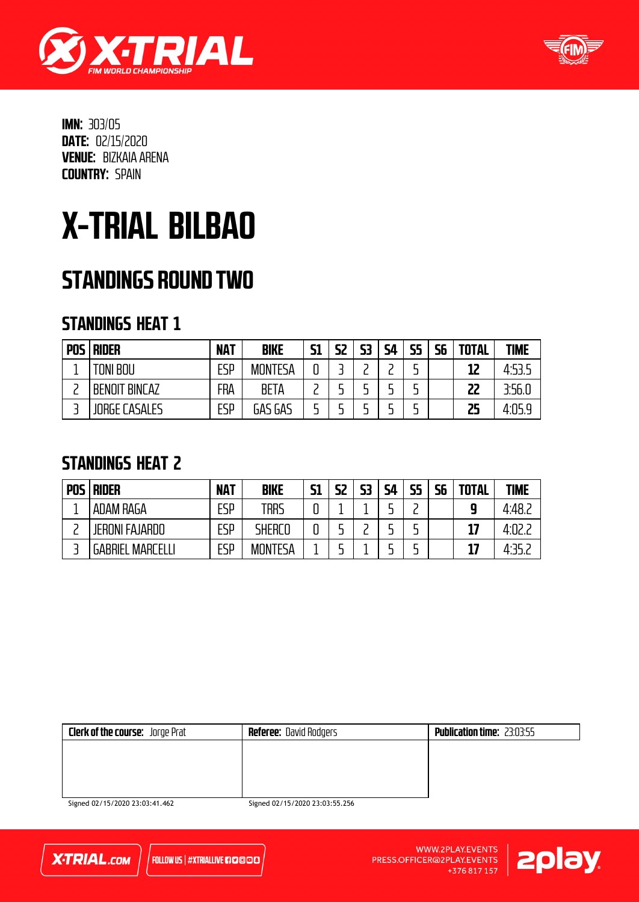**IMN:** 303/05
**DATE:** 02/15/2020
**VENUE:** BIZKAIA ARENA
**COUNTRY:** SPAIN

# X-TRIAL BILBAO

## STANDINGS ROUND TWO

### STANDINGS HEAT 1

| POS | RIDER | NAT | BIKE | S1 | S2 | S3 | S4 | S5 | S6 | TOTAL | TIME |
|---|---|---|---|---|---|---|---|---|---|---|---|
| 1 | TONI BOU | ESP | MONTESA | 0 | 3 | 2 | 2 | 5 | | **12** | 4:53.5 |
| 2 | BENOIT BINCAZ | FRA | BETA | 2 | 5 | 5 | 5 | 5 | | **22** | 3:56.0 |
| 3 | JORGE CASALES | ESP | GAS GAS | 5 | 5 | 5 | 5 | 5 | | **25** | 4:05.9 |

### STANDINGS HEAT 2

| POS | RIDER | NAT | BIKE | S1 | S2 | S3 | S4 | S5 | S6 | TOTAL | TIME |
|---|---|---|---|---|---|---|---|---|---|---|---|
| 1 | ADAM RAGA | ESP | TRRS | 0 | 1 | 1 | 5 | 2 | | **9** | 4:48.2 |
| 2 | JERONI FAJARDO | ESP | SHERCO | 0 | 5 | 2 | 5 | 5 | | **17** | 4:02.2 |
| 3 | GABRIEL MARCELLI | ESP | MONTESA | 1 | 5 | 1 | 5 | 5 | | **17** | 4:35.2 |

| **Clerk of the course:** Jorge Prat | **Referee:** David Rodgers | **Publication time:** 23:03:55 |
|---|---|---|
| Signed 02/15/2020 23:03:41.462 | Signed 02/15/2020 23:03:55.256 | |

X-TRIAL.COM | FOLLOW US | #XTRIALLIVE

WWW.2PLAY.EVENTS
PRESS.OFFICER@2PLAY.EVENTS
+376 817 157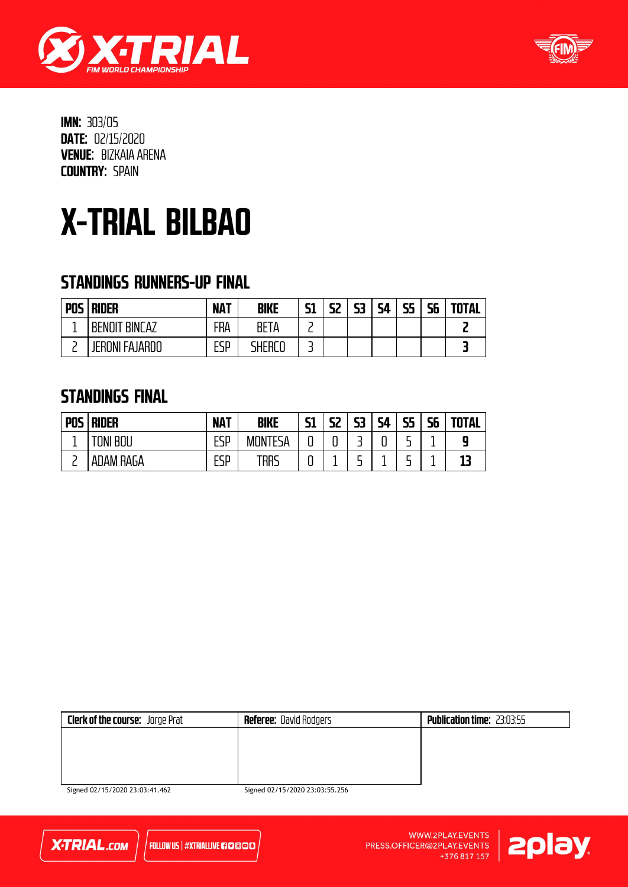**IMN:** 303/05
**DATE:** 02/15/2020
**VENUE:** BIZKAIA ARENA
**COUNTRY:** SPAIN

# X-TRIAL BILBAO

## STANDINGS RUNNERS-UP FINAL

| POS | RIDER | NAT | BIKE | S1 | S2 | S3 | S4 | S5 | S6 | TOTAL |
|---|---|---|---|---|---|---|---|---|---|---|
| 1 | BENOIT BINCAZ | FRA | BETA | 2 | | | | | | **2** |
| 2 | JERONI FAJARDO | ESP | SHERCO | 3 | | | | | | **3** |

## STANDINGS FINAL

| POS | RIDER | NAT | BIKE | S1 | S2 | S3 | S4 | S5 | S6 | TOTAL |
|---|---|---|---|---|---|---|---|---|---|---|
| 1 | TONI BOU | ESP | MONTESA | 0 | 0 | 3 | 0 | 5 | 1 | **9** |
| 2 | ADAM RAGA | ESP | TRRS | 0 | 1 | 5 | 1 | 5 | 1 | **13** |

| **Clerk of the course:** Jorge Prat | **Referee:** David Rodgers | **Publication time:** 23:03:55 |
|---|---|---|
| Signed 02/15/2020 23:03:41.462 | Signed 02/15/2020 23:03:55.256 | |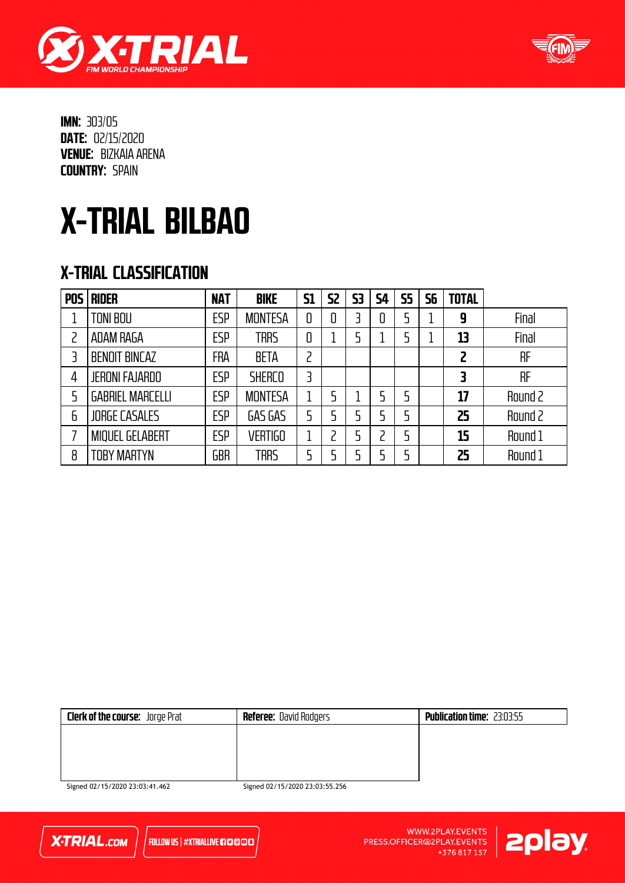**IMN:** 303/05
**DATE:** 02/15/2020
**VENUE:** BIZKAIA ARENA
**COUNTRY:** SPAIN

# X-TRIAL BILBAO

## X-TRIAL CLASSIFICATION

| POS | RIDER | NAT | BIKE | S1 | S2 | S3 | S4 | S5 | S6 | TOTAL | |
|---|---|---|---|---|---|---|---|---|---|---|---|
| 1 | TONI BOU | ESP | MONTESA | 0 | 0 | 3 | 0 | 5 | 1 | **9** | Final |
| 2 | ADAM RAGA | ESP | TRRS | 0 | 1 | 5 | 1 | 5 | 1 | **13** | Final |
| 3 | BENOIT BINCAZ | FRA | BETA | 2 | | | | | | **2** | RF |
| 4 | JERONI FAJARDO | ESP | SHERCO | 3 | | | | | | **3** | RF |
| 5 | GABRIEL MARCELLI | ESP | MONTESA | 1 | 5 | 1 | 5 | 5 | | **17** | Round 2 |
| 6 | JORGE CASALES | ESP | GAS GAS | 5 | 5 | 5 | 5 | 5 | | **25** | Round 2 |
| 7 | MIQUEL GELABERT | ESP | VERTIGO | 1 | 2 | 5 | 2 | 5 | | **15** | Round 1 |
| 8 | TOBY MARTYN | GBR | TRRS | 5 | 5 | 5 | 5 | 5 | | **25** | Round 1 |

| **Clerk of the course:** Jorge Prat | **Referee:** David Rodgers | **Publication time:** 23:03:55 |
|---|---|---|
| Signed 02/15/2020 23:03:41.462 | Signed 02/15/2020 23:03:55.256 | |

X-TRIAL.COM | FOLLOW US | #XTRIALLIVE

WWW.2PLAY.EVENTS
PRESS.OFFICER@2PLAY.EVENTS
+376 817 157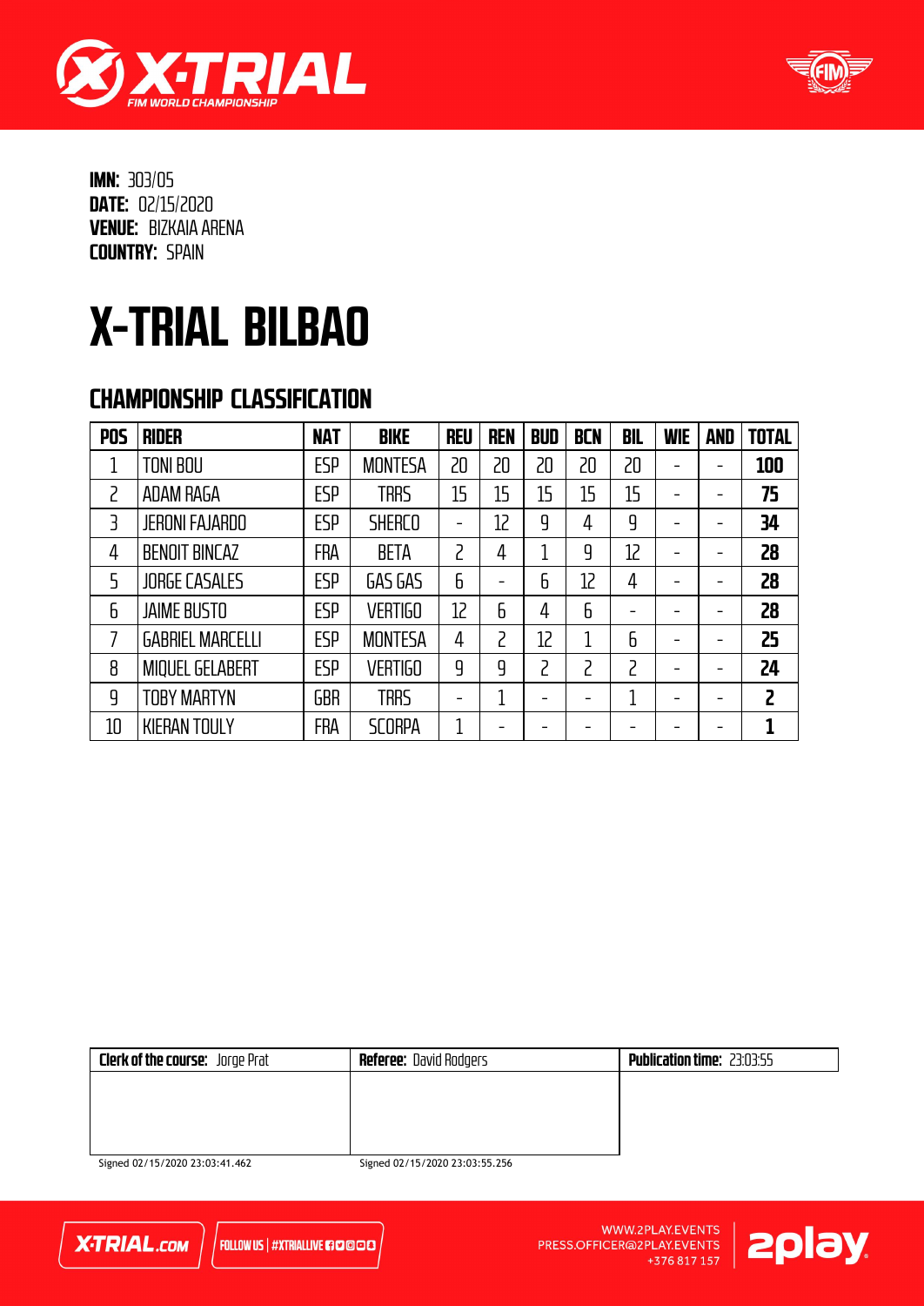**IMN:** 303/05
**DATE:** 02/15/2020
**VENUE:** BIZKAIA ARENA
**COUNTRY:** SPAIN

# X-TRIAL BILBAO

## CHAMPIONSHIP CLASSIFICATION

| POS | RIDER | NAT | BIKE | REU | REN | BUD | BCN | BIL | WIE | AND | TOTAL |
|---|---|---|---|---|---|---|---|---|---|---|---|
| 1 | TONI BOU | ESP | MONTESA | 20 | 20 | 20 | 20 | 20 | - | - | **100** |
| 2 | ADAM RAGA | ESP | TRRS | 15 | 15 | 15 | 15 | 15 | - | - | **75** |
| 3 | JERONI FAJARDO | ESP | SHERCO | - | 12 | 9 | 4 | 9 | - | - | **34** |
| 4 | BENOIT BINCAZ | FRA | BETA | 2 | 4 | 1 | 9 | 12 | - | - | **28** |
| 5 | JORGE CASALES | ESP | GAS GAS | 6 | - | 6 | 12 | 4 | - | - | **28** |
| 6 | JAIME BUSTO | ESP | VERTIGO | 12 | 6 | 4 | 6 | - | - | - | **28** |
| 7 | GABRIEL MARCELLI | ESP | MONTESA | 4 | 2 | 12 | 1 | 6 | - | - | **25** |
| 8 | MIQUEL GELABERT | ESP | VERTIGO | 9 | 9 | 2 | 2 | 2 | - | - | **24** |
| 9 | TOBY MARTYN | GBR | TRRS | - | 1 | - | - | 1 | - | - | **2** |
| 10 | KIERAN TOULY | FRA | SCORPA | 1 | - | - | - | - | - | - | **1** |

| **Clerk of the course:** Jorge Prat | **Referee:** David Rodgers | **Publication time:** 23:03:55 |
|---|---|---|
| Signed 02/15/2020 23:03:41.462 | Signed 02/15/2020 23:03:55.256 | |

X-TRIAL.COM | FOLLOW US | #XTRIALLIVE

WWW.2PLAY.EVENTS
PRESS.OFFICER@2PLAY.EVENTS
+376 817 157